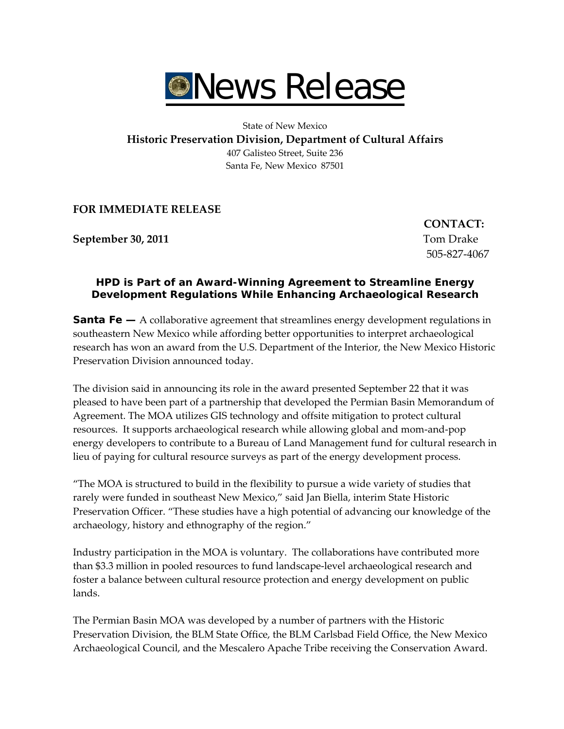# News Release

State of New Mexico

**Historic Preservation Division, Department of Cultural Affairs**

407 Galisteo Street, Suite 236

Santa Fe, New Mexico 87501

**FOR IMMEDIATE RELEASE**

**September 30, 2011**

**CONTACT:**
Tom Drake
505-827-4067

### HPD is Part of an Award-Winning Agreement to Streamline Energy Development Regulations While Enhancing Archaeological Research

**Santa Fe —** A collaborative agreement that streamlines energy development regulations in southeastern New Mexico while affording better opportunities to interpret archaeological research has won an award from the U.S. Department of the Interior, the New Mexico Historic Preservation Division announced today.

The division said in announcing its role in the award presented September 22 that it was pleased to have been part of a partnership that developed the Permian Basin Memorandum of Agreement. The MOA utilizes GIS technology and offsite mitigation to protect cultural resources. It supports archaeological research while allowing global and mom-and-pop energy developers to contribute to a Bureau of Land Management fund for cultural research in lieu of paying for cultural resource surveys as part of the energy development process.

"The MOA is structured to build in the flexibility to pursue a wide variety of studies that rarely were funded in southeast New Mexico," said Jan Biella, interim State Historic Preservation Officer. "These studies have a high potential of advancing our knowledge of the archaeology, history and ethnography of the region."

Industry participation in the MOA is voluntary. The collaborations have contributed more than $3.3 million in pooled resources to fund landscape-level archaeological research and foster a balance between cultural resource protection and energy development on public lands.

The Permian Basin MOA was developed by a number of partners with the Historic Preservation Division, the BLM State Office, the BLM Carlsbad Field Office, the New Mexico Archaeological Council, and the Mescalero Apache Tribe receiving the Conservation Award.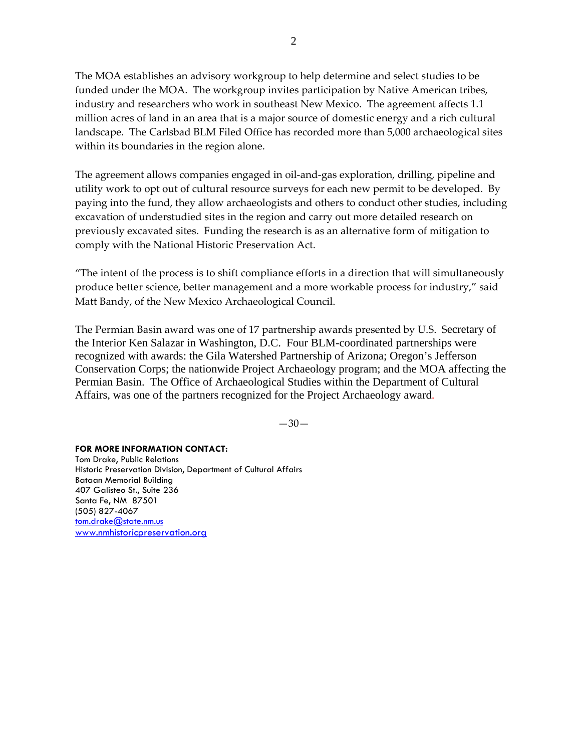The MOA establishes an advisory workgroup to help determine and select studies to be funded under the MOA. The workgroup invites participation by Native American tribes, industry and researchers who work in southeast New Mexico. The agreement affects 1.1 million acres of land in an area that is a major source of domestic energy and a rich cultural landscape. The Carlsbad BLM Filed Office has recorded more than 5,000 archaeological sites within its boundaries in the region alone.

The agreement allows companies engaged in oil-and-gas exploration, drilling, pipeline and utility work to opt out of cultural resource surveys for each new permit to be developed. By paying into the fund, they allow archaeologists and others to conduct other studies, including excavation of understudied sites in the region and carry out more detailed research on previously excavated sites. Funding the research is as an alternative form of mitigation to comply with the National Historic Preservation Act.

"The intent of the process is to shift compliance efforts in a direction that will simultaneously produce better science, better management and a more workable process for industry," said Matt Bandy, of the New Mexico Archaeological Council.

The Permian Basin award was one of 17 partnership awards presented by U.S. Secretary of the Interior Ken Salazar in Washington, D.C. Four BLM-coordinated partnerships were recognized with awards: the Gila Watershed Partnership of Arizona; Oregon's Jefferson Conservation Corps; the nationwide Project Archaeology program; and the MOA affecting the Permian Basin. The Office of Archaeological Studies within the Department of Cultural Affairs, was one of the partners recognized for the Project Archaeology award.

—30—

**FOR MORE INFORMATION CONTACT:**
Tom Drake, Public Relations
Historic Preservation Division, Department of Cultural Affairs
Bataan Memorial Building
407 Galisteo St., Suite 236
Santa Fe, NM 87501
(505) 827-4067
tom.drake@state.nm.us
www.nmhistoricpreservation.org